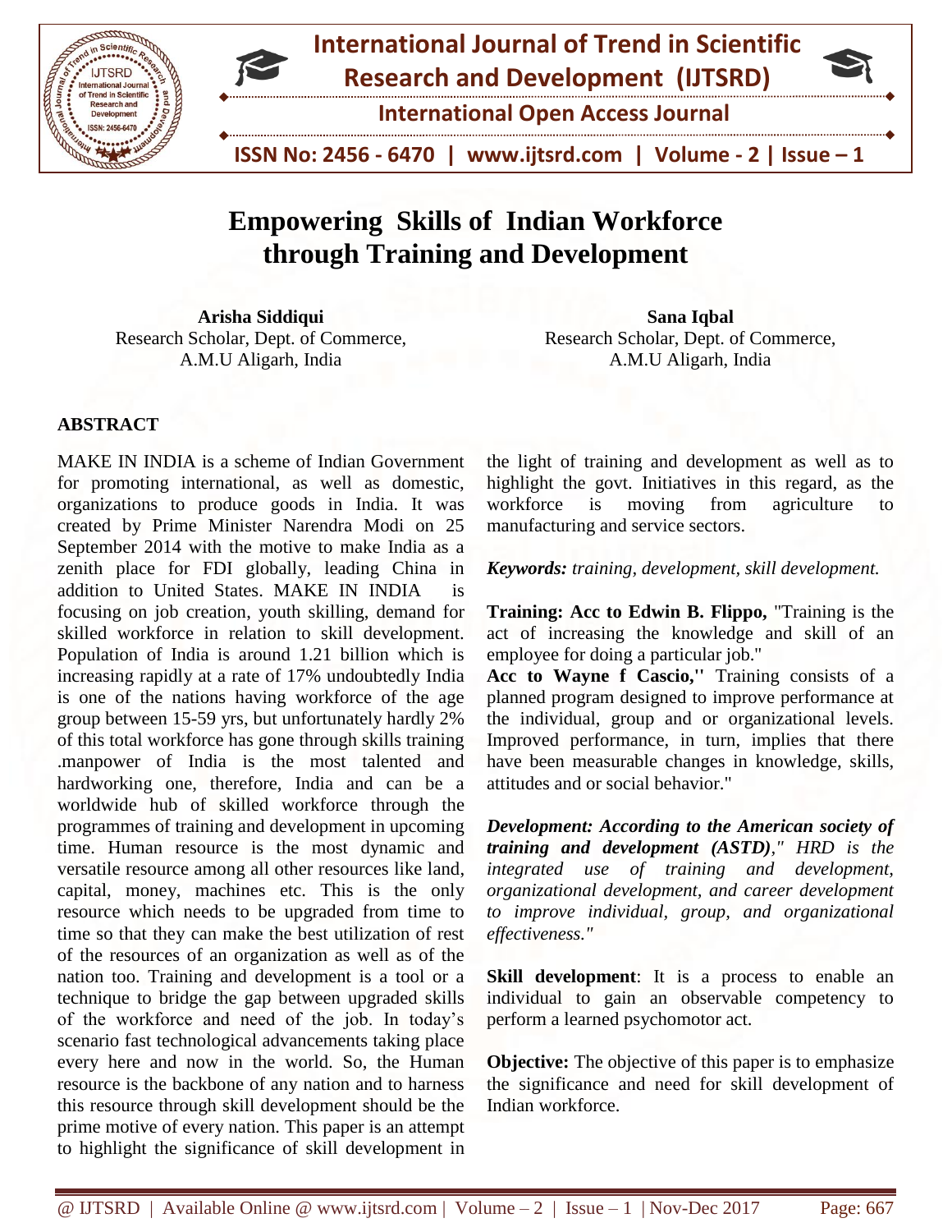# Empowering Skills of Indian Workforce through Training and Development

**Arisha Siddiqui**
Research Scholar, Dept. of Commerce,
A.M.U Aligarh, India

**Sana Iqbal**
Research Scholar, Dept. of Commerce,
A.M.U Aligarh, India

## ABSTRACT

MAKE IN INDIA is a scheme of Indian Government for promoting international, as well as domestic, organizations to produce goods in India. It was created by Prime Minister Narendra Modi on 25 September 2014 with the motive to make India as a zenith place for FDI globally, leading China in addition to United States. MAKE IN INDIA is focusing on job creation, youth skilling, demand for skilled workforce in relation to skill development. Population of India is around 1.21 billion which is increasing rapidly at a rate of 17% undoubtedly India is one of the nations having workforce of the age group between 15-59 yrs, but unfortunately hardly 2% of this total workforce has gone through skills training .manpower of India is the most talented and hardworking one, therefore, India and can be a worldwide hub of skilled workforce through the programmes of training and development in upcoming time. Human resource is the most dynamic and versatile resource among all other resources like land, capital, money, machines etc. This is the only resource which needs to be upgraded from time to time so that they can make the best utilization of rest of the resources of an organization as well as of the nation too. Training and development is a tool or a technique to bridge the gap between upgraded skills of the workforce and need of the job. In today's scenario fast technological advancements taking place every here and now in the world. So, the Human resource is the backbone of any nation and to harness this resource through skill development should be the prime motive of every nation. This paper is an attempt to highlight the significance of skill development in the light of training and development as well as to highlight the govt. Initiatives in this regard, as the workforce is moving from agriculture to manufacturing and service sectors.

***Keywords:*** *training, development, skill development.*

**Training: Acc to Edwin B. Flippo,** "Training is the act of increasing the knowledge and skill of an employee for doing a particular job."

**Acc to Wayne f Cascio,''** Training consists of a planned program designed to improve performance at the individual, group and or organizational levels. Improved performance, in turn, implies that there have been measurable changes in knowledge, skills, attitudes and or social behavior."

***Development: According to the American society of training and development (ASTD),"*** *HRD is the integrated use of training and development, organizational development, and career development to improve individual, group, and organizational effectiveness."*

**Skill development**: It is a process to enable an individual to gain an observable competency to perform a learned psychomotor act.

**Objective:** The objective of this paper is to emphasize the significance and need for skill development of Indian workforce.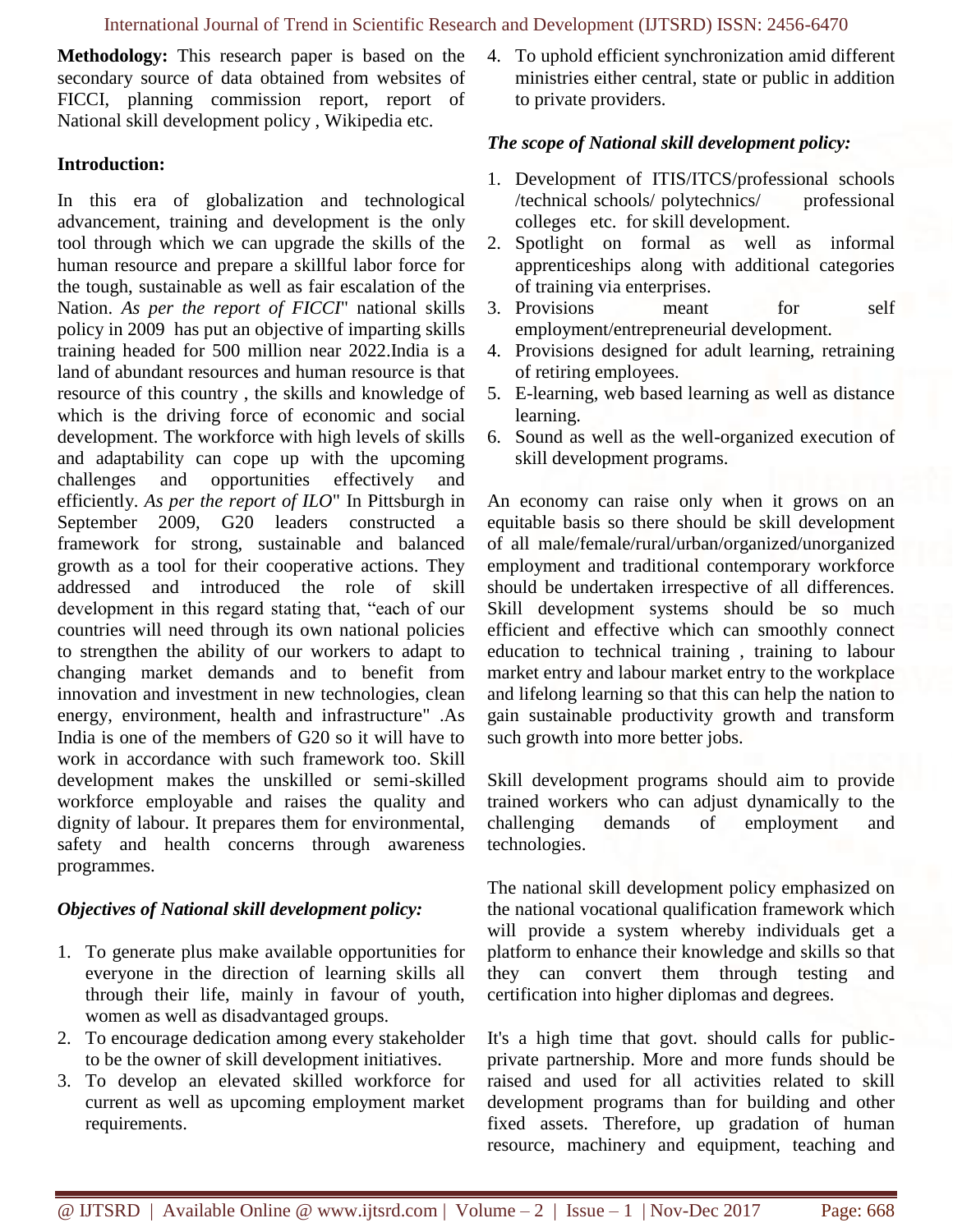**Methodology:** This research paper is based on the secondary source of data obtained from websites of FICCI, planning commission report, report of National skill development policy , Wikipedia etc.

**Introduction:**

In this era of globalization and technological advancement, training and development is the only tool through which we can upgrade the skills of the human resource and prepare a skillful labor force for the tough, sustainable as well as fair escalation of the Nation. *As per the report of FICCI*" national skills policy in 2009 has put an objective of imparting skills training headed for 500 million near 2022.India is a land of abundant resources and human resource is that resource of this country , the skills and knowledge of which is the driving force of economic and social development. The workforce with high levels of skills and adaptability can cope up with the upcoming challenges and opportunities effectively and efficiently. *As per the report of ILO*" In Pittsburgh in September 2009, G20 leaders constructed a framework for strong, sustainable and balanced growth as a tool for their cooperative actions. They addressed and introduced the role of skill development in this regard stating that, "each of our countries will need through its own national policies to strengthen the ability of our workers to adapt to changing market demands and to benefit from innovation and investment in new technologies, clean energy, environment, health and infrastructure" .As India is one of the members of G20 so it will have to work in accordance with such framework too. Skill development makes the unskilled or semi-skilled workforce employable and raises the quality and dignity of labour. It prepares them for environmental, safety and health concerns through awareness programmes.

***Objectives of National skill development policy:***

1. To generate plus make available opportunities for everyone in the direction of learning skills all through their life, mainly in favour of youth, women as well as disadvantaged groups.
2. To encourage dedication among every stakeholder to be the owner of skill development initiatives.
3. To develop an elevated skilled workforce for current as well as upcoming employment market requirements.
4. To uphold efficient synchronization amid different ministries either central, state or public in addition to private providers.

***The scope of National skill development policy:***

1. Development of ITIS/ITCS/professional schools /technical schools/ polytechnics/ professional colleges etc. for skill development.
2. Spotlight on formal as well as informal apprenticeships along with additional categories of training via enterprises.
3. Provisions meant for self employment/entrepreneurial development.
4. Provisions designed for adult learning, retraining of retiring employees.
5. E-learning, web based learning as well as distance learning.
6. Sound as well as the well-organized execution of skill development programs.

An economy can raise only when it grows on an equitable basis so there should be skill development of all male/female/rural/urban/organized/unorganized employment and traditional contemporary workforce should be undertaken irrespective of all differences. Skill development systems should be so much efficient and effective which can smoothly connect education to technical training , training to labour market entry and labour market entry to the workplace and lifelong learning so that this can help the nation to gain sustainable productivity growth and transform such growth into more better jobs.

Skill development programs should aim to provide trained workers who can adjust dynamically to the challenging demands of employment and technologies.

The national skill development policy emphasized on the national vocational qualification framework which will provide a system whereby individuals get a platform to enhance their knowledge and skills so that they can convert them through testing and certification into higher diplomas and degrees.

It's a high time that govt. should calls for public-private partnership. More and more funds should be raised and used for all activities related to skill development programs than for building and other fixed assets. Therefore, up gradation of human resource, machinery and equipment, teaching and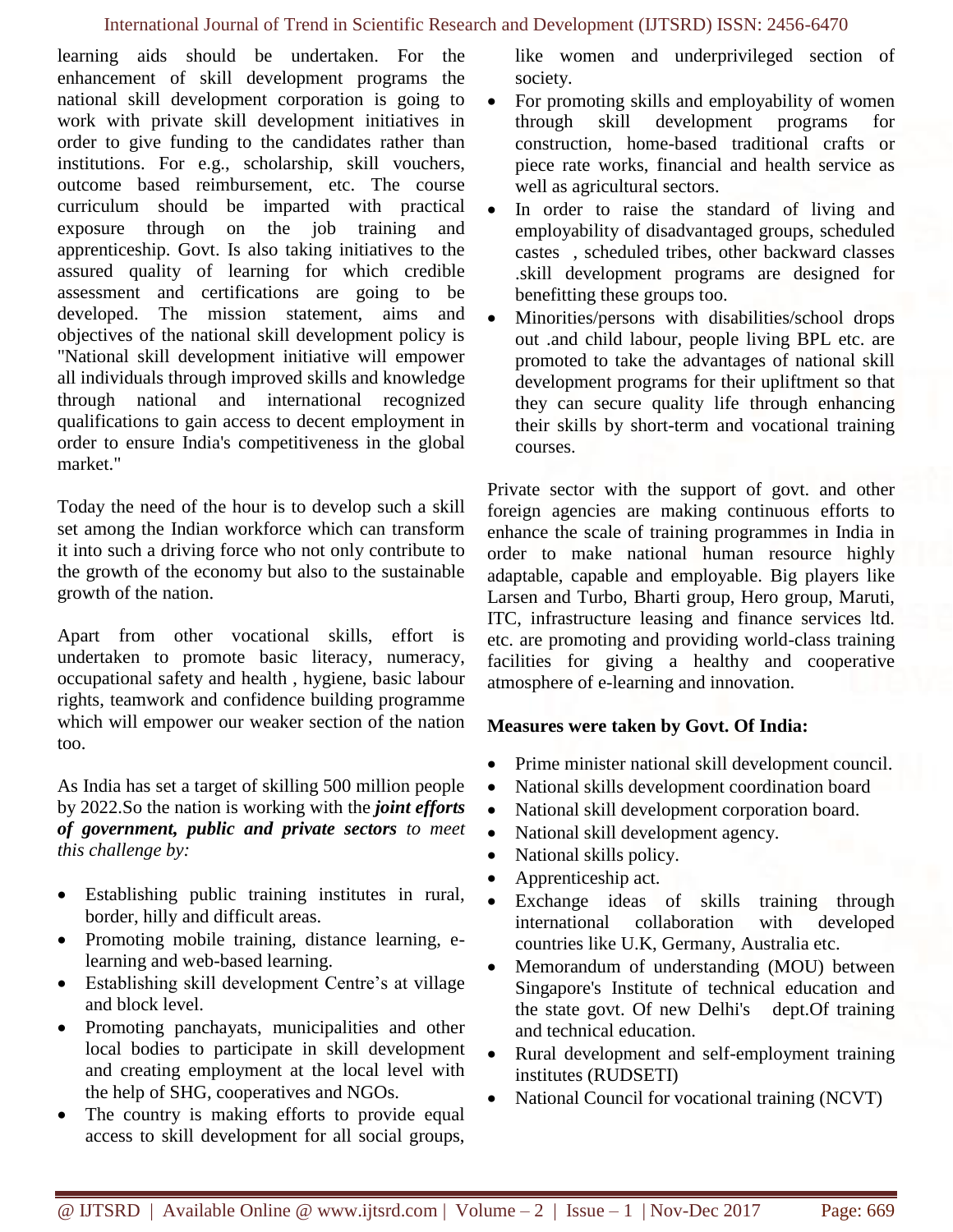learning aids should be undertaken. For the enhancement of skill development programs the national skill development corporation is going to work with private skill development initiatives in order to give funding to the candidates rather than institutions. For e.g., scholarship, skill vouchers, outcome based reimbursement, etc. The course curriculum should be imparted with practical exposure through on the job training and apprenticeship. Govt. Is also taking initiatives to the assured quality of learning for which credible assessment and certifications are going to be developed. The mission statement, aims and objectives of the national skill development policy is "National skill development initiative will empower all individuals through improved skills and knowledge through national and international recognized qualifications to gain access to decent employment in order to ensure India's competitiveness in the global market."

Today the need of the hour is to develop such a skill set among the Indian workforce which can transform it into such a driving force who not only contribute to the growth of the economy but also to the sustainable growth of the nation.

Apart from other vocational skills, effort is undertaken to promote basic literacy, numeracy, occupational safety and health , hygiene, basic labour rights, teamwork and confidence building programme which will empower our weaker section of the nation too.

As India has set a target of skilling 500 million people by 2022.So the nation is working with the ***joint efforts of government, public and private sectors*** *to meet this challenge by:*

- Establishing public training institutes in rural, border, hilly and difficult areas.
- Promoting mobile training, distance learning, e-learning and web-based learning.
- Establishing skill development Centre's at village and block level.
- Promoting panchayats, municipalities and other local bodies to participate in skill development and creating employment at the local level with the help of SHG, cooperatives and NGOs.
- The country is making efforts to provide equal access to skill development for all social groups, like women and underprivileged section of society.
- For promoting skills and employability of women through skill development programs for construction, home-based traditional crafts or piece rate works, financial and health service as well as agricultural sectors.
- In order to raise the standard of living and employability of disadvantaged groups, scheduled castes , scheduled tribes, other backward classes .skill development programs are designed for benefitting these groups too.
- Minorities/persons with disabilities/school drops out .and child labour, people living BPL etc. are promoted to take the advantages of national skill development programs for their upliftment so that they can secure quality life through enhancing their skills by short-term and vocational training courses.

Private sector with the support of govt. and other foreign agencies are making continuous efforts to enhance the scale of training programmes in India in order to make national human resource highly adaptable, capable and employable. Big players like Larsen and Turbo, Bharti group, Hero group, Maruti, ITC, infrastructure leasing and finance services ltd. etc. are promoting and providing world-class training facilities for giving a healthy and cooperative atmosphere of e-learning and innovation.

**Measures were taken by Govt. Of India:**

- Prime minister national skill development council.
- National skills development coordination board
- National skill development corporation board.
- National skill development agency.
- National skills policy.
- Apprenticeship act.
- Exchange ideas of skills training through international collaboration with developed countries like U.K, Germany, Australia etc.
- Memorandum of understanding (MOU) between Singapore's Institute of technical education and the state govt. Of new Delhi's dept.Of training and technical education.
- Rural development and self-employment training institutes (RUDSETI)
- National Council for vocational training (NCVT)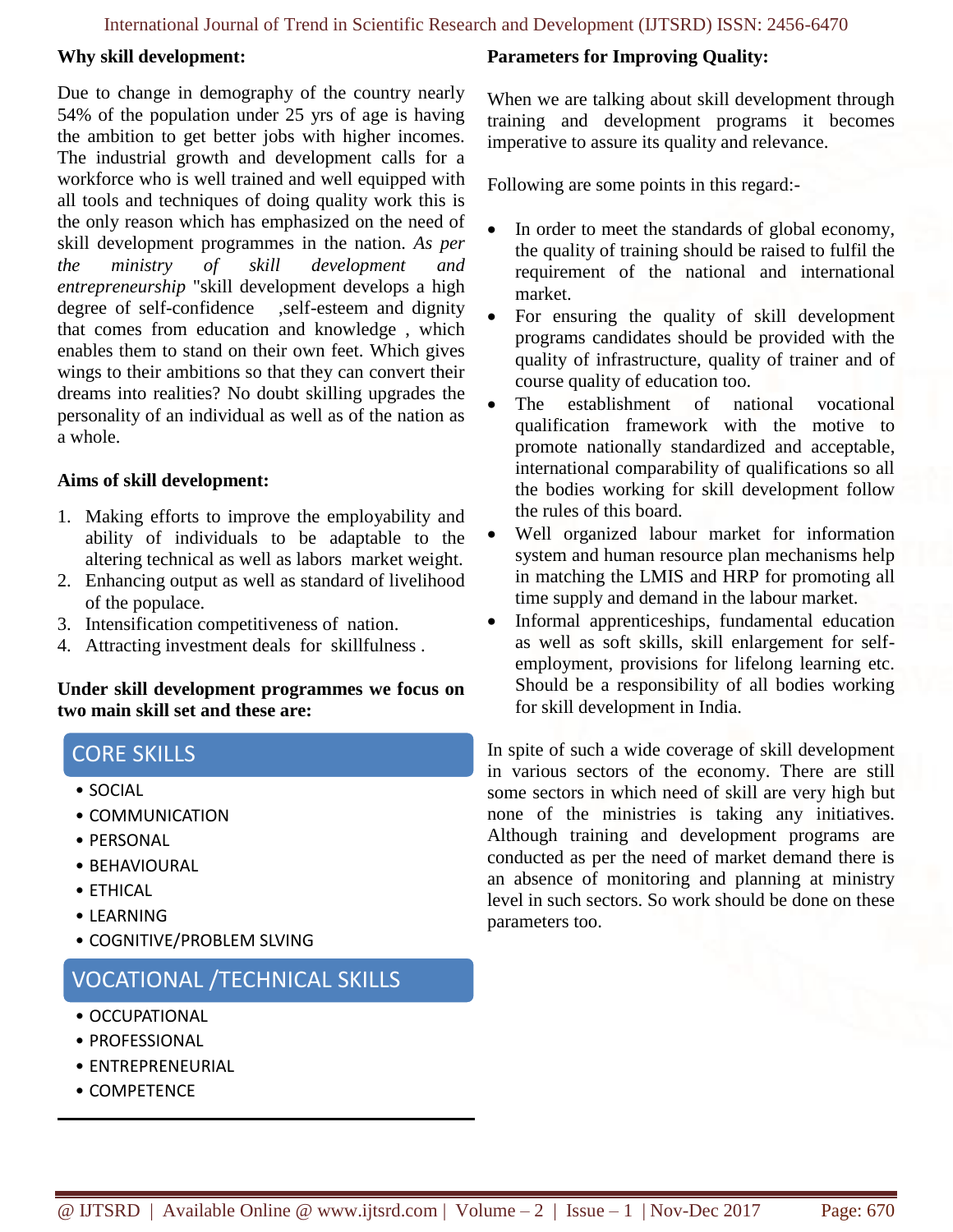**Why skill development:**

Due to change in demography of the country nearly 54% of the population under 25 yrs of age is having the ambition to get better jobs with higher incomes. The industrial growth and development calls for a workforce who is well trained and well equipped with all tools and techniques of doing quality work this is the only reason which has emphasized on the need of skill development programmes in the nation. *As per the ministry of skill development and entrepreneurship* "skill development develops a high degree of self-confidence ,self-esteem and dignity that comes from education and knowledge , which enables them to stand on their own feet. Which gives wings to their ambitions so that they can convert their dreams into realities? No doubt skilling upgrades the personality of an individual as well as of the nation as a whole.

**Aims of skill development:**

1. Making efforts to improve the employability and ability of individuals to be adaptable to the altering technical as well as labors market weight.
2. Enhancing output as well as standard of livelihood of the populace.
3. Intensification competitiveness of nation.
4. Attracting investment deals for skillfulness .

**Under skill development programmes we focus on two main skill set and these are:**

**CORE SKILLS**

- SOCIAL
- COMMUNICATION
- PERSONAL
- BEHAVIOURAL
- ETHICAL
- LEARNING
- COGNITIVE/PROBLEM SLVING

**VOCATIONAL /TECHNICAL SKILLS**

- OCCUPATIONAL
- PROFESSIONAL
- ENTREPRENEURIAL
- COMPETENCE

**Parameters for Improving Quality:**

When we are talking about skill development through training and development programs it becomes imperative to assure its quality and relevance.

Following are some points in this regard:-

- In order to meet the standards of global economy, the quality of training should be raised to fulfil the requirement of the national and international market.
- For ensuring the quality of skill development programs candidates should be provided with the quality of infrastructure, quality of trainer and of course quality of education too.
- The establishment of national vocational qualification framework with the motive to promote nationally standardized and acceptable, international comparability of qualifications so all the bodies working for skill development follow the rules of this board.
- Well organized labour market for information system and human resource plan mechanisms help in matching the LMIS and HRP for promoting all time supply and demand in the labour market.
- Informal apprenticeships, fundamental education as well as soft skills, skill enlargement for self-employment, provisions for lifelong learning etc. Should be a responsibility of all bodies working for skill development in India.

In spite of such a wide coverage of skill development in various sectors of the economy. There are still some sectors in which need of skill are very high but none of the ministries is taking any initiatives. Although training and development programs are conducted as per the need of market demand there is an absence of monitoring and planning at ministry level in such sectors. So work should be done on these parameters too.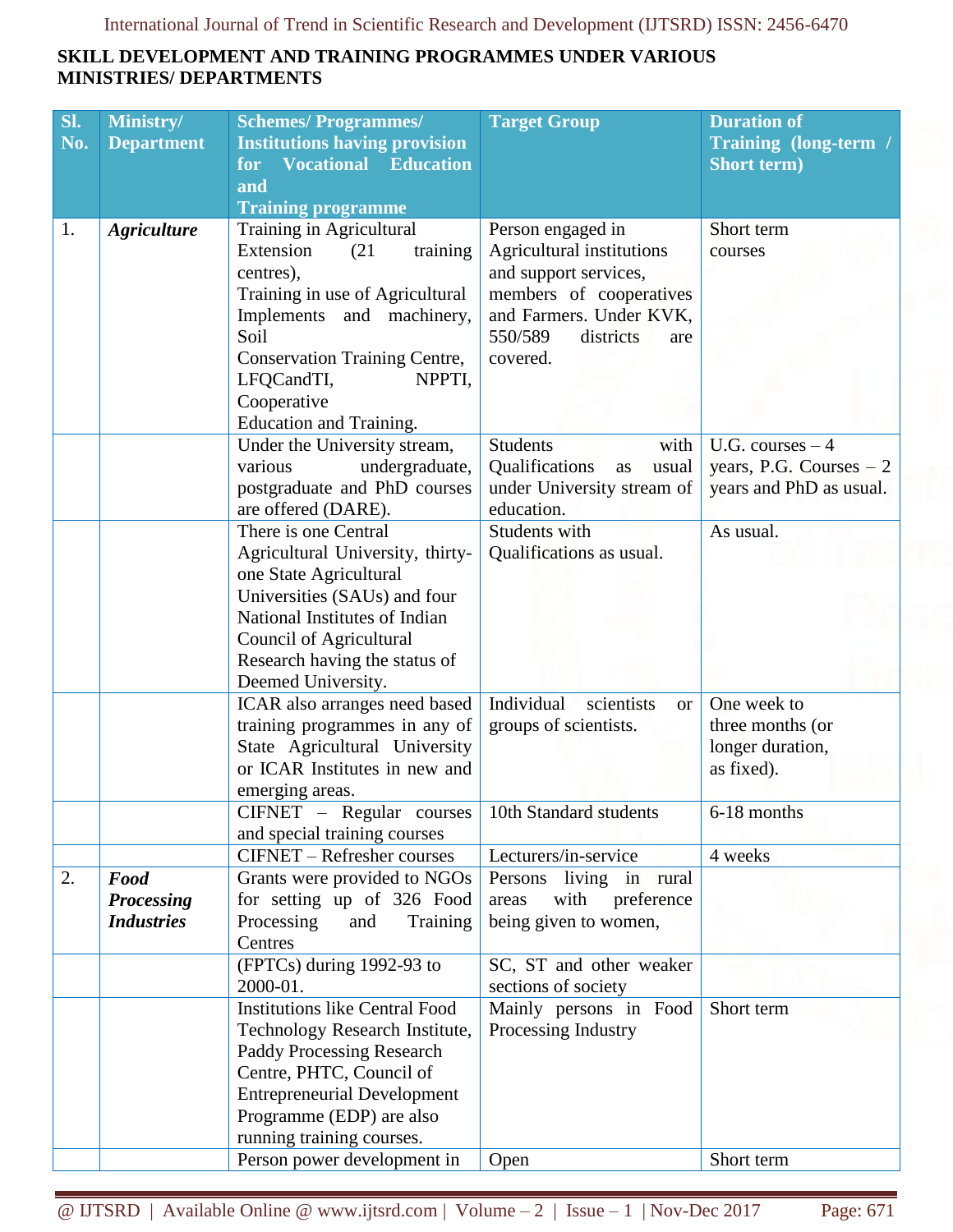**SKILL DEVELOPMENT AND TRAINING PROGRAMMES UNDER VARIOUS MINISTRIES/ DEPARTMENTS**

| Sl. No. | Ministry/ Department | Schemes/ Programmes/ Institutions having provision for Vocational Education and Training programme | Target Group | Duration of Training (long-term / Short term) |
|---|---|---|---|---|
| 1. | ***Agriculture*** | Training in Agricultural Extension (21 training centres), Training in use of Agricultural Implements and machinery, Soil Conservation Training Centre, LFQCandTI, NPPTI, Cooperative Education and Training. | Person engaged in Agricultural institutions and support services, members of cooperatives and Farmers. Under KVK, 550/589 districts are covered. | Short term courses |
| | | Under the University stream, various undergraduate, postgraduate and PhD courses are offered (DARE). | Students with Qualifications as usual under University stream of education. | U.G. courses – 4 years, P.G. Courses – 2 years and PhD as usual. |
| | | There is one Central Agricultural University, thirty-one State Agricultural Universities (SAUs) and four National Institutes of Indian Council of Agricultural Research having the status of Deemed University. | Students with Qualifications as usual. | As usual. |
| | | ICAR also arranges need based training programmes in any of State Agricultural University or ICAR Institutes in new and emerging areas. | Individual scientists or groups of scientists. | One week to three months (or longer duration, as fixed). |
| | | CIFNET – Regular courses and special training courses | 10th Standard students | 6-18 months |
| | | CIFNET – Refresher courses | Lecturers/in-service | 4 weeks |
| 2. | ***Food Processing Industries*** | Grants were provided to NGOs for setting up of 326 Food Processing and Training Centres | Persons living in rural areas with preference being given to women, | |
| | | (FPTCs) during 1992-93 to 2000-01. | SC, ST and other weaker sections of society | |
| | | Institutions like Central Food Technology Research Institute, Paddy Processing Research Centre, PHTC, Council of Entrepreneurial Development Programme (EDP) are also running training courses. | Mainly persons in Food Processing Industry | Short term |
| | | Person power development in | Open | Short term |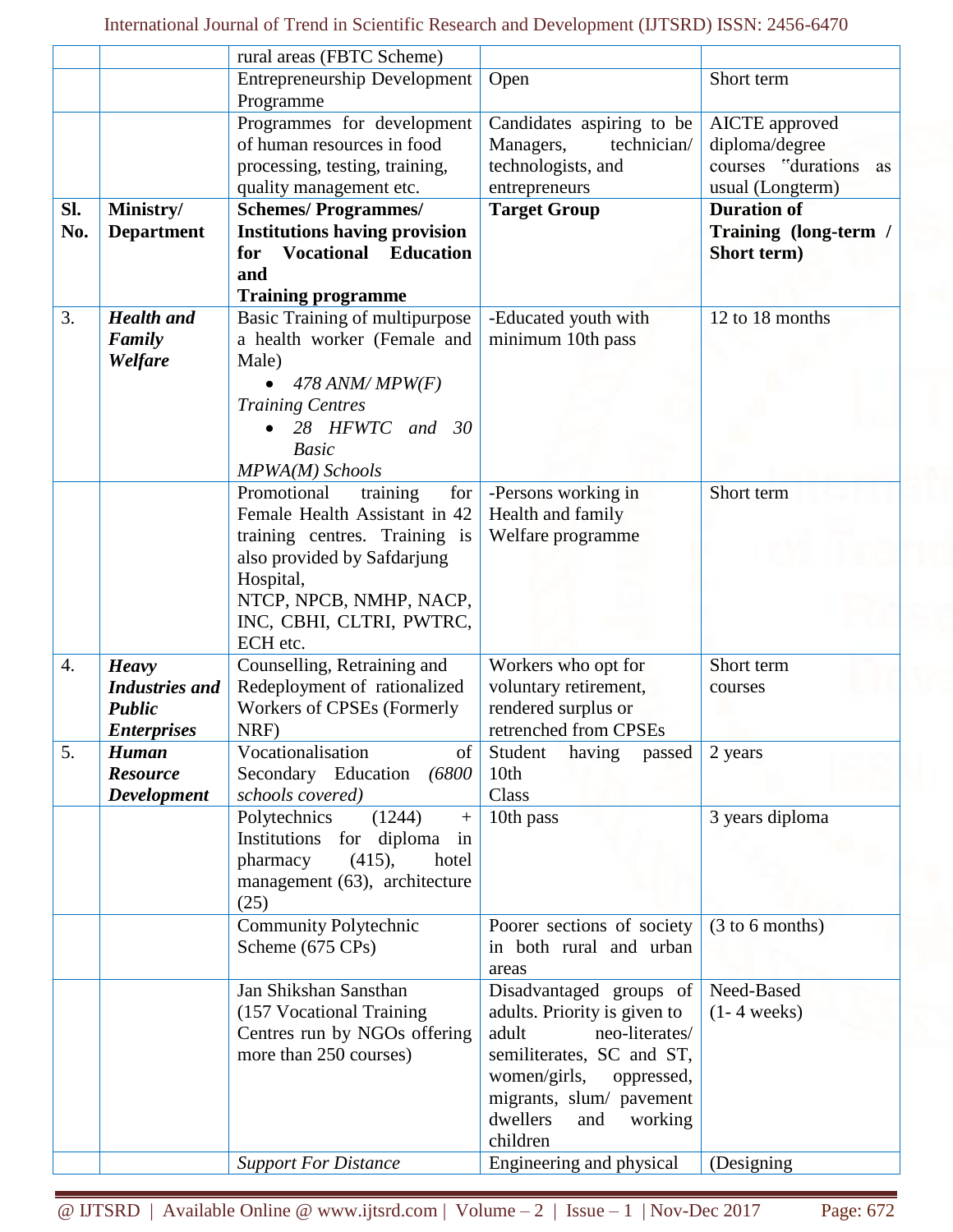| | | rural areas (FBTC Scheme) | | |
|---|---|---|---|---|
| | | Entrepreneurship Development Programme | Open | Short term |
| | | Programmes for development of human resources in food processing, testing, training, quality management etc. | Candidates aspiring to be Managers, technician/ technologists, and entrepreneurs | AICTE approved diploma/degree courses "durations as usual (Longterm) |
| **Sl. No.** | **Ministry/ Department** | **Schemes/ Programmes/ Institutions having provision for Vocational Education and Training programme** | **Target Group** | **Duration of Training (long-term / Short term)** |
| 3. | ***Health and Family Welfare*** | Basic Training of multipurpose a health worker (Female and Male) <br>• *478 ANM/ MPW(F) Training Centres* <br>• *28 HFWTC and 30 Basic MPWA(M) Schools* | -Educated youth with minimum 10th pass | 12 to 18 months |
| | | Promotional training for Female Health Assistant in 42 training centres. Training is also provided by Safdarjung Hospital, NTCP, NPCB, NMHP, NACP, INC, CBHI, CLTRI, PWTRC, ECH etc. | -Persons working in Health and family Welfare programme | Short term |
| 4. | ***Heavy Industries and Public Enterprises*** | Counselling, Retraining and Redeployment of rationalized Workers of CPSEs (Formerly NRF) | Workers who opt for voluntary retirement, rendered surplus or retrenched from CPSEs | Short term courses |
| 5. | ***Human Resource Development*** | Vocationalisation of Secondary Education *(6800 schools covered)* | Student having passed 10th Class | 2 years |
| | | Polytechnics (1244) + Institutions for diploma in pharmacy (415), hotel management (63), architecture (25) | 10th pass | 3 years diploma |
| | | Community Polytechnic Scheme (675 CPs) | Poorer sections of society in both rural and urban areas | (3 to 6 months) |
| | | Jan Shikshan Sansthan (157 Vocational Training Centres run by NGOs offering more than 250 courses) | Disadvantaged groups of adults. Priority is given to adult neo-literates/ semiliterates, SC and ST, women/girls, oppressed, migrants, slum/ pavement dwellers and working children | Need-Based (1- 4 weeks) |
| | | *Support For Distance* | Engineering and physical | (Designing |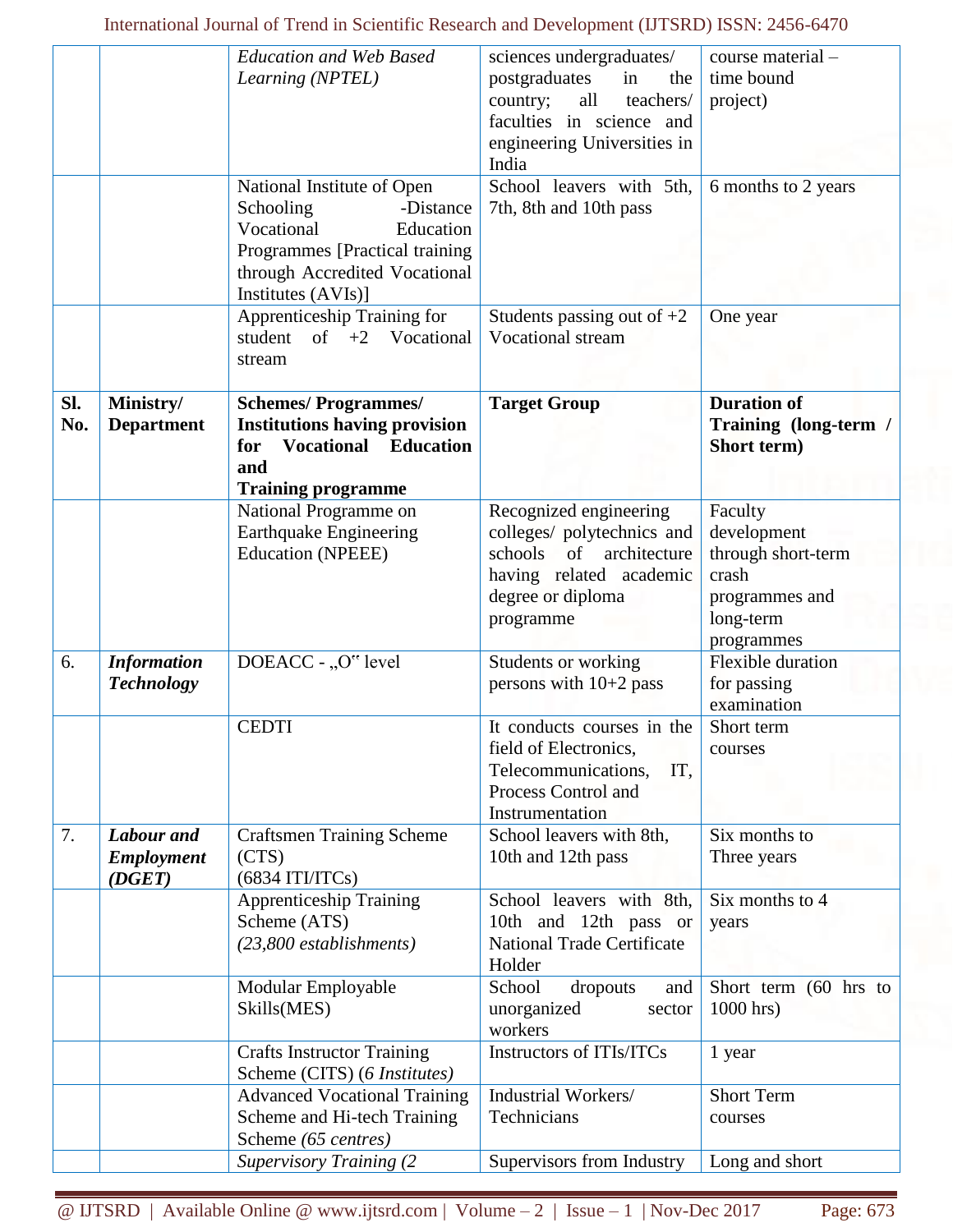| | | *Education and Web Based Learning (NPTEL)* | sciences undergraduates/ postgraduates in the country; all teachers/ faculties in science and engineering Universities in India | course material – time bound project) |
|---|---|---|---|---|
| | | National Institute of Open Schooling -Distance Vocational Education Programmes [Practical training through Accredited Vocational Institutes (AVIs)] | School leavers with 5th, 7th, 8th and 10th pass | 6 months to 2 years |
| | | Apprenticeship Training for student of +2 Vocational stream | Students passing out of +2 Vocational stream | One year |
| **Sl. No.** | **Ministry/ Department** | **Schemes/ Programmes/ Institutions having provision for Vocational Education and Training programme** | **Target Group** | **Duration of Training (long-term / Short term)** |
| | | National Programme on Earthquake Engineering Education (NPEEE) | Recognized engineering colleges/ polytechnics and schools of architecture having related academic degree or diploma programme | Faculty development through short-term crash programmes and long-term programmes |
| 6. | ***Information Technology*** | DOEACC - „O‟ level | Students or working persons with 10+2 pass | Flexible duration for passing examination |
| | | CEDTI | It conducts courses in the field of Electronics, Telecommunications, IT, Process Control and Instrumentation | Short term courses |
| 7. | ***Labour and Employment (DGET)*** | Craftsmen Training Scheme (CTS) (6834 ITI/ITCs) | School leavers with 8th, 10th and 12th pass | Six months to Three years |
| | | Apprenticeship Training Scheme (ATS) *(23,800 establishments)* | School leavers with 8th, 10th and 12th pass or National Trade Certificate Holder | Six months to 4 years |
| | | Modular Employable Skills(MES) | School dropouts and unorganized sector workers | Short term (60 hrs to 1000 hrs) |
| | | Crafts Instructor Training Scheme (CITS) *(6 Institutes)* | Instructors of ITIs/ITCs | 1 year |
| | | Advanced Vocational Training Scheme and Hi-tech Training Scheme *(65 centres)* | Industrial Workers/ Technicians | Short Term courses |
| | | *Supervisory Training (2* | Supervisors from Industry | Long and short |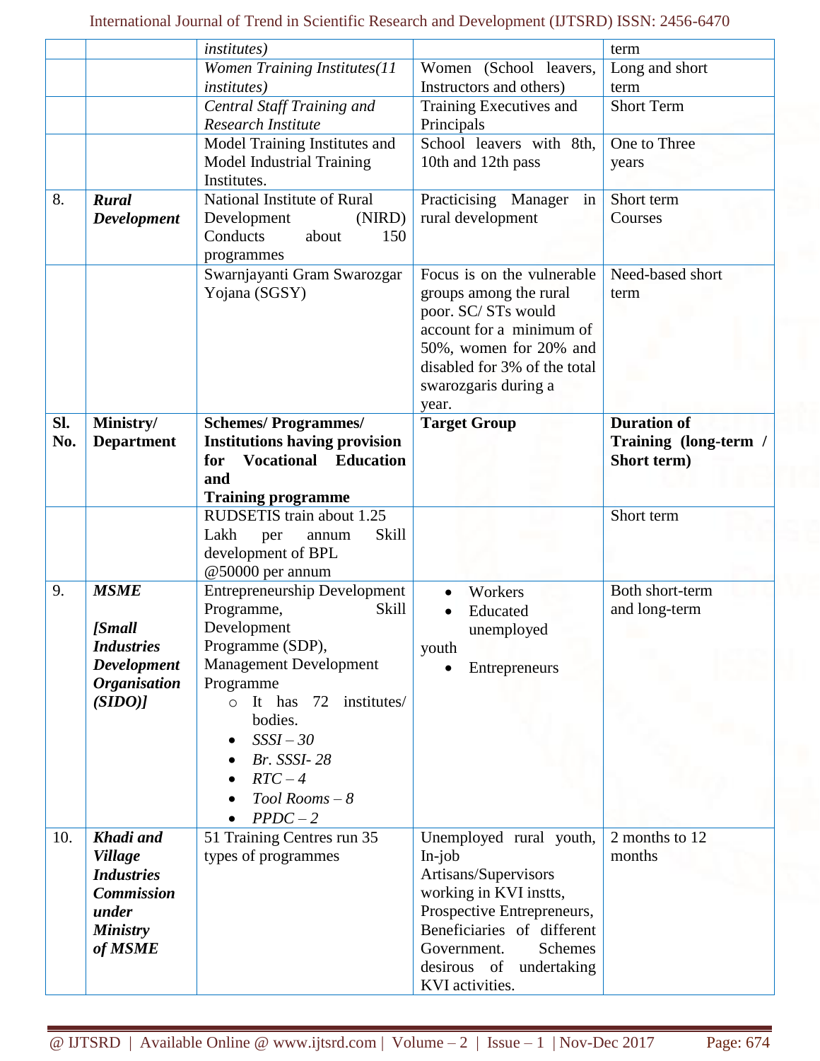| | | *institutes)* | | term |
|---|---|---|---|---|
| | | *Women Training Institutes(11 institutes)* | Women (School leavers, Instructors and others) | Long and short term |
| | | *Central Staff Training and Research Institute* | Training Executives and Principals | Short Term |
| | | Model Training Institutes and Model Industrial Training Institutes. | School leavers with 8th, 10th and 12th pass | One to Three years |
| 8. | ***Rural Development*** | National Institute of Rural Development (NIRD) Conducts about 150 programmes | Practicising Manager in rural development | Short term Courses |
| | | Swarnjayanti Gram Swarozgar Yojana (SGSY) | Focus is on the vulnerable groups among the rural poor. SC/ STs would account for a minimum of 50%, women for 20% and disabled for 3% of the total swarozgaris during a year. | Need-based short term |
| **Sl. No.** | **Ministry/ Department** | **Schemes/ Programmes/ Institutions having provision for Vocational Education and Training programme** | **Target Group** | **Duration of Training (long-term / Short term)** |
| | | RUDSETIS train about 1.25 Lakh per annum Skill development of BPL @50000 per annum | | Short term |
| 9. | ***MSME*** <br><br> ***[Small Industries Development Organisation (SIDO)]*** | Entrepreneurship Development Programme, Skill Development Programme (SDP), Management Development Programme <br> ○ It has 72 institutes/ bodies. <br> • *SSSI – 30* <br> • *Br. SSSI- 28* <br> • *RTC – 4* <br> • *Tool Rooms – 8* <br> • *PPDC – 2* | • Workers <br> • Educated unemployed youth <br> • Entrepreneurs | Both short-term and long-term |
| 10. | ***Khadi and Village Industries Commission under Ministry of MSME*** | 51 Training Centres run 35 types of programmes | Unemployed rural youth, In-job Artisans/Supervisors working in KVI instts, Prospective Entrepreneurs, Beneficiaries of different Government. Schemes desirous of undertaking KVI activities. | 2 months to 12 months |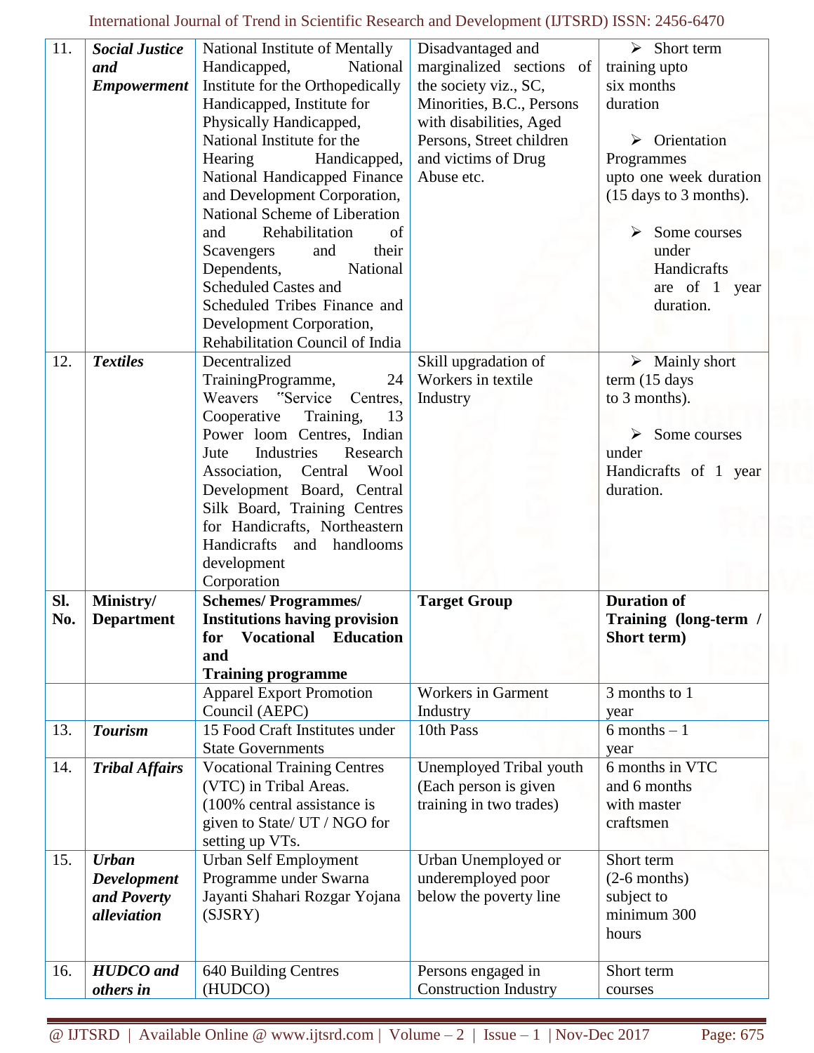| 11. | ***Social Justice and Empowerment*** | National Institute of Mentally Handicapped, National Institute for the Orthopedically Handicapped, Institute for Physically Handicapped, National Institute for the Hearing Handicapped, National Handicapped Finance and Development Corporation, National Scheme of Liberation and Rehabilitation of Scavengers and their Dependents, National Scheduled Castes and Scheduled Tribes Finance and Development Corporation, Rehabilitation Council of India | Disadvantaged and marginalized sections of the society viz., SC, Minorities, B.C., Persons with disabilities, Aged Persons, Street children and victims of Drug Abuse etc. | ➢ Short term training upto six months duration<br><br>➢ Orientation Programmes upto one week duration (15 days to 3 months).<br><br>➢ Some courses under Handicrafts are of 1 year duration. |
|---|---|---|---|---|
| 12. | ***Textiles*** | Decentralized TrainingProgramme, 24 Weavers "Service Centres, Cooperative Training, 13 Power loom Centres, Indian Jute Industries Research Association, Central Wool Development Board, Central Silk Board, Training Centres for Handicrafts, Northeastern Handicrafts and handlooms development Corporation | Skill upgradation of Workers in textile Industry | ➢ Mainly short term (15 days to 3 months).<br><br>➢ Some courses under Handicrafts of 1 year duration. |
| **Sl. No.** | **Ministry/ Department** | **Schemes/ Programmes/ Institutions having provision for Vocational Education and Training programme** | **Target Group** | **Duration of Training (long-term / Short term)** |
| | | Apparel Export Promotion Council (AEPC) | Workers in Garment Industry | 3 months to 1 year |
| 13. | ***Tourism*** | 15 Food Craft Institutes under State Governments | 10th Pass | 6 months – 1 year |
| 14. | ***Tribal Affairs*** | Vocational Training Centres (VTC) in Tribal Areas. (100% central assistance is given to State/ UT / NGO for setting up VTs. | Unemployed Tribal youth (Each person is given training in two trades) | 6 months in VTC and 6 months with master craftsmen |
| 15. | ***Urban Development and Poverty alleviation*** | Urban Self Employment Programme under Swarna Jayanti Shahari Rozgar Yojana (SJSRY) | Urban Unemployed or underemployed poor below the poverty line | Short term (2-6 months) subject to minimum 300 hours |
| 16. | ***HUDCO and others in*** | 640 Building Centres (HUDCO) | Persons engaged in Construction Industry | Short term courses |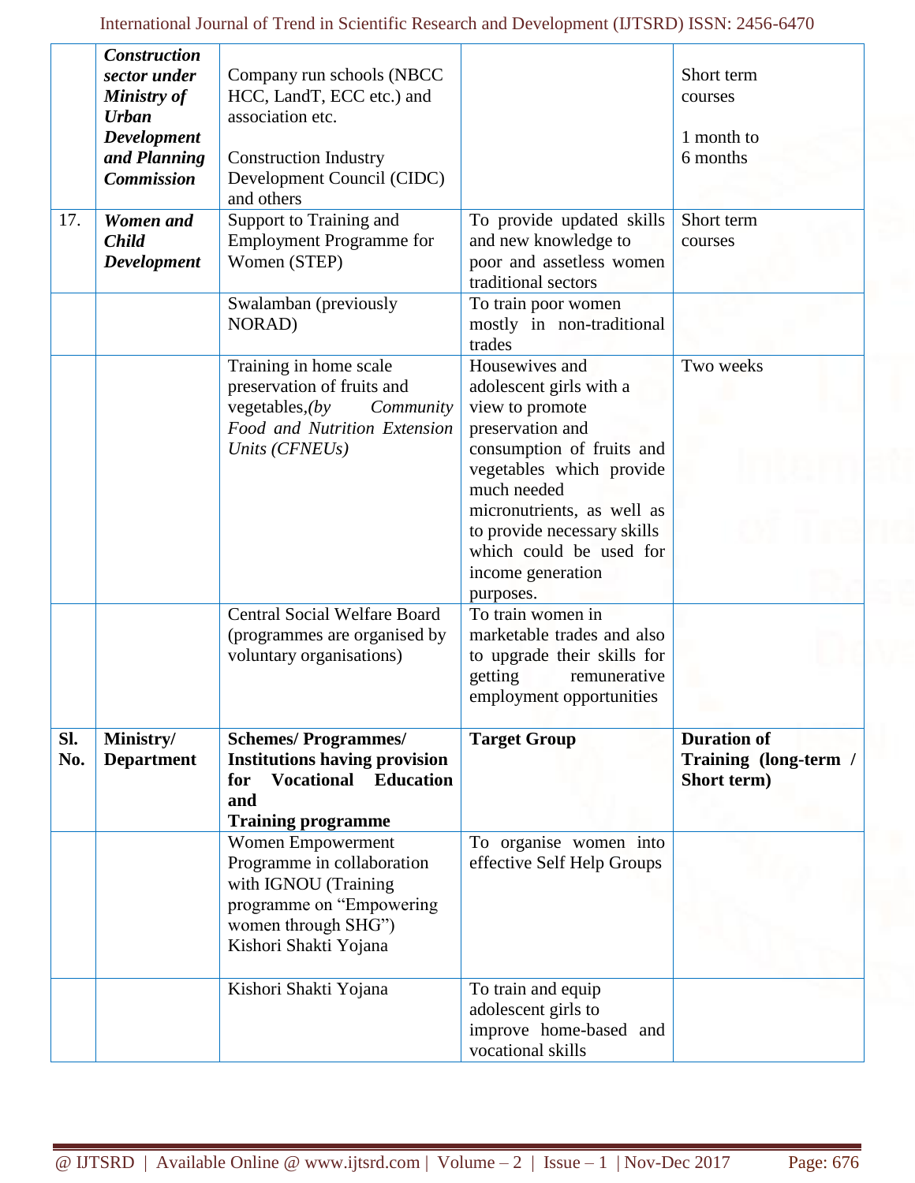| | ***Construction sector under Ministry of Urban Development and Planning Commission*** | Company run schools (NBCC HCC, LandT, ECC etc.) and association etc.<br><br>Construction Industry Development Council (CIDC) and others | | Short term courses<br><br>1 month to 6 months |
|---|---|---|---|---|
| 17. | ***Women and Child Development*** | Support to Training and Employment Programme for Women (STEP) | To provide updated skills and new knowledge to poor and assetless women traditional sectors | Short term courses |
| | | Swalamban (previously NORAD) | To train poor women mostly in non-traditional trades | |
| | | Training in home scale preservation of fruits and vegetables,*(by Community Food and Nutrition Extension Units (CFNEUs)* | Housewives and adolescent girls with a view to promote preservation and consumption of fruits and vegetables which provide much needed micronutrients, as well as to provide necessary skills which could be used for income generation purposes. | Two weeks |
| | | Central Social Welfare Board (programmes are organised by voluntary organisations) | To train women in marketable trades and also to upgrade their skills for getting remunerative employment opportunities | |
| **Sl. No.** | **Ministry/ Department** | **Schemes/ Programmes/ Institutions having provision for Vocational Education and Training programme** | **Target Group** | **Duration of Training (long-term / Short term)** |
| | | Women Empowerment Programme in collaboration with IGNOU (Training programme on "Empowering women through SHG")<br>Kishori Shakti Yojana | To organise women into effective Self Help Groups | |
| | | Kishori Shakti Yojana | To train and equip adolescent girls to improve home-based and vocational skills | |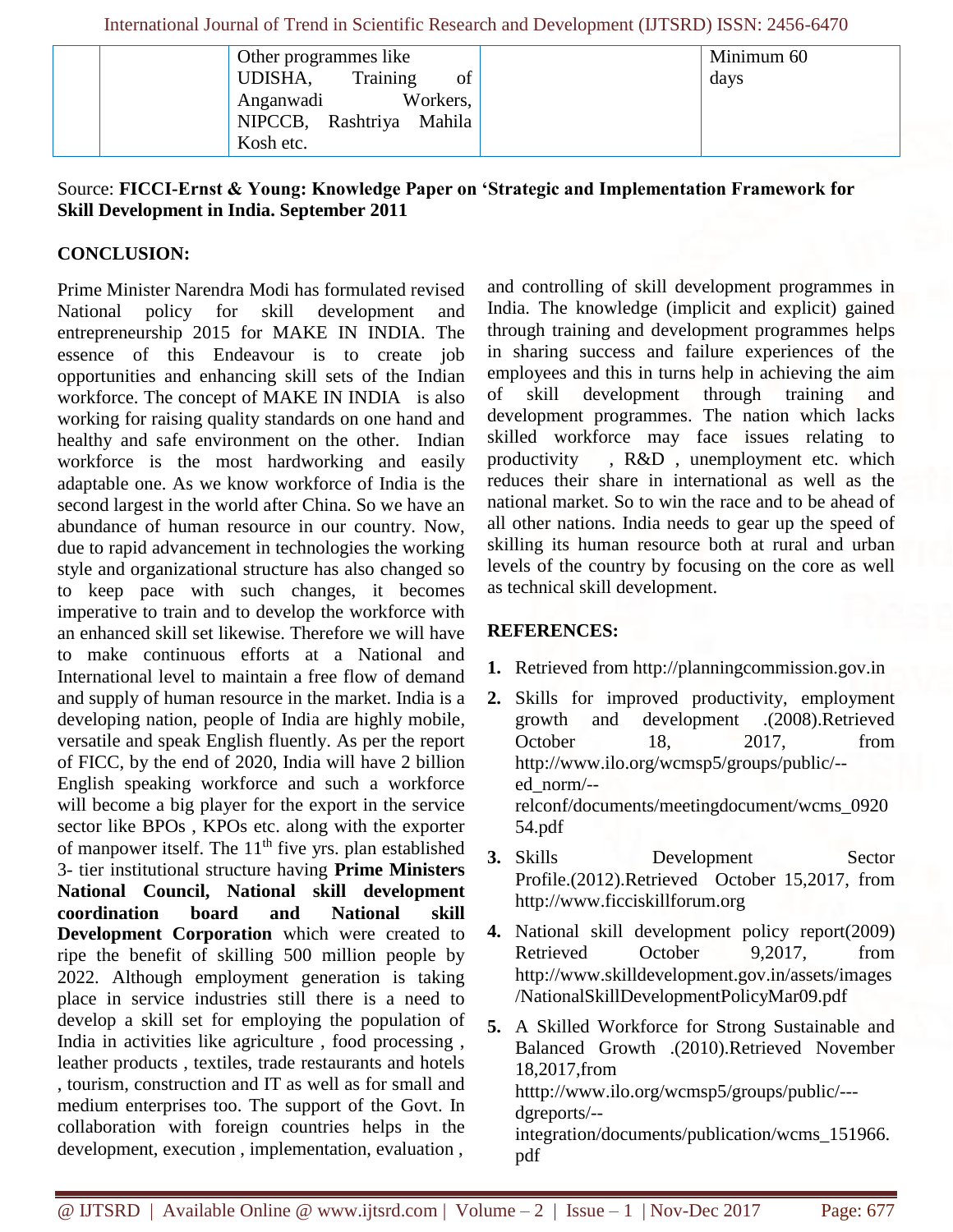|  |  | Other programmes like UDISHA, Training of Anganwadi Workers, NIPCCB, Rashtriya Mahila Kosh etc. |  | Minimum 60 days |
|---|---|---|---|---|

Source: **FICCI-Ernst & Young: Knowledge Paper on 'Strategic and Implementation Framework for Skill Development in India. September 2011**

## CONCLUSION:

Prime Minister Narendra Modi has formulated revised National policy for skill development and entrepreneurship 2015 for MAKE IN INDIA. The essence of this Endeavour is to create job opportunities and enhancing skill sets of the Indian workforce. The concept of MAKE IN INDIA is also working for raising quality standards on one hand and healthy and safe environment on the other. Indian workforce is the most hardworking and easily adaptable one. As we know workforce of India is the second largest in the world after China. So we have an abundance of human resource in our country. Now, due to rapid advancement in technologies the working style and organizational structure has also changed so to keep pace with such changes, it becomes imperative to train and to develop the workforce with an enhanced skill set likewise. Therefore we will have to make continuous efforts at a National and International level to maintain a free flow of demand and supply of human resource in the market. India is a developing nation, people of India are highly mobile, versatile and speak English fluently. As per the report of FICC, by the end of 2020, India will have 2 billion English speaking workforce and such a workforce will become a big player for the export in the service sector like BPOs , KPOs etc. along with the exporter of manpower itself. The 11th five yrs. plan established 3- tier institutional structure having **Prime Ministers National Council, National skill development coordination board and National skill Development Corporation** which were created to ripe the benefit of skilling 500 million people by 2022. Although employment generation is taking place in service industries still there is a need to develop a skill set for employing the population of India in activities like agriculture , food processing , leather products , textiles, trade restaurants and hotels , tourism, construction and IT as well as for small and medium enterprises too. The support of the Govt. In collaboration with foreign countries helps in the development, execution , implementation, evaluation , and controlling of skill development programmes in India. The knowledge (implicit and explicit) gained through training and development programmes helps in sharing success and failure experiences of the employees and this in turns help in achieving the aim of skill development through training and development programmes. The nation which lacks skilled workforce may face issues relating to productivity , R&D , unemployment etc. which reduces their share in international as well as the national market. So to win the race and to be ahead of all other nations. India needs to gear up the speed of skilling its human resource both at rural and urban levels of the country by focusing on the core as well as technical skill development.

## REFERENCES:

1. Retrieved from http://planningcommission.gov.in
2. Skills for improved productivity, employment growth and development .(2008).Retrieved October 18, 2017, from http://www.ilo.org/wcmsp5/groups/public/--ed_norm/--relconf/documents/meetingdocument/wcms_092054.pdf
3. Skills Development Sector Profile.(2012).Retrieved October 15,2017, from http://www.ficciskillforum.org
4. National skill development policy report(2009) Retrieved October 9,2017, from http://www.skilldevelopment.gov.in/assets/images/NationalSkillDevelopmentPolicyMar09.pdf
5. A Skilled Workforce for Strong Sustainable and Balanced Growth .(2010).Retrieved November 18,2017,from htttp://www.ilo.org/wcmsp5/groups/public/---dgreports/--integration/documents/publication/wcms_151966.pdf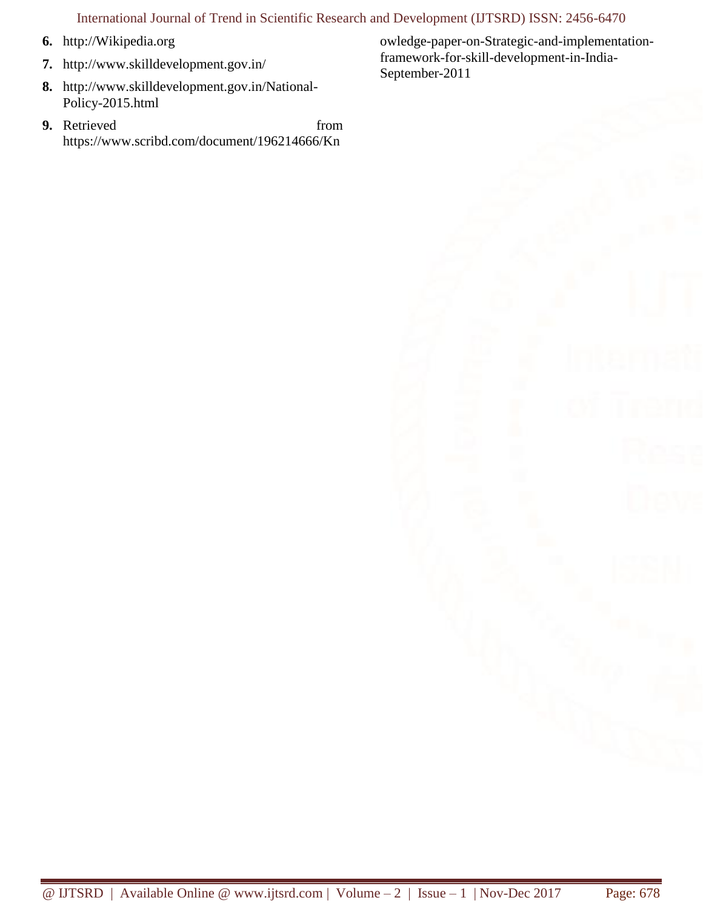6. http://Wikipedia.org
7. http://www.skilldevelopment.gov.in/
8. http://www.skilldevelopment.gov.in/National-Policy-2015.html
9. Retrieved from https://www.scribd.com/document/196214666/Knowledge-paper-on-Strategic-and-implementation-framework-for-skill-development-in-India-September-2011